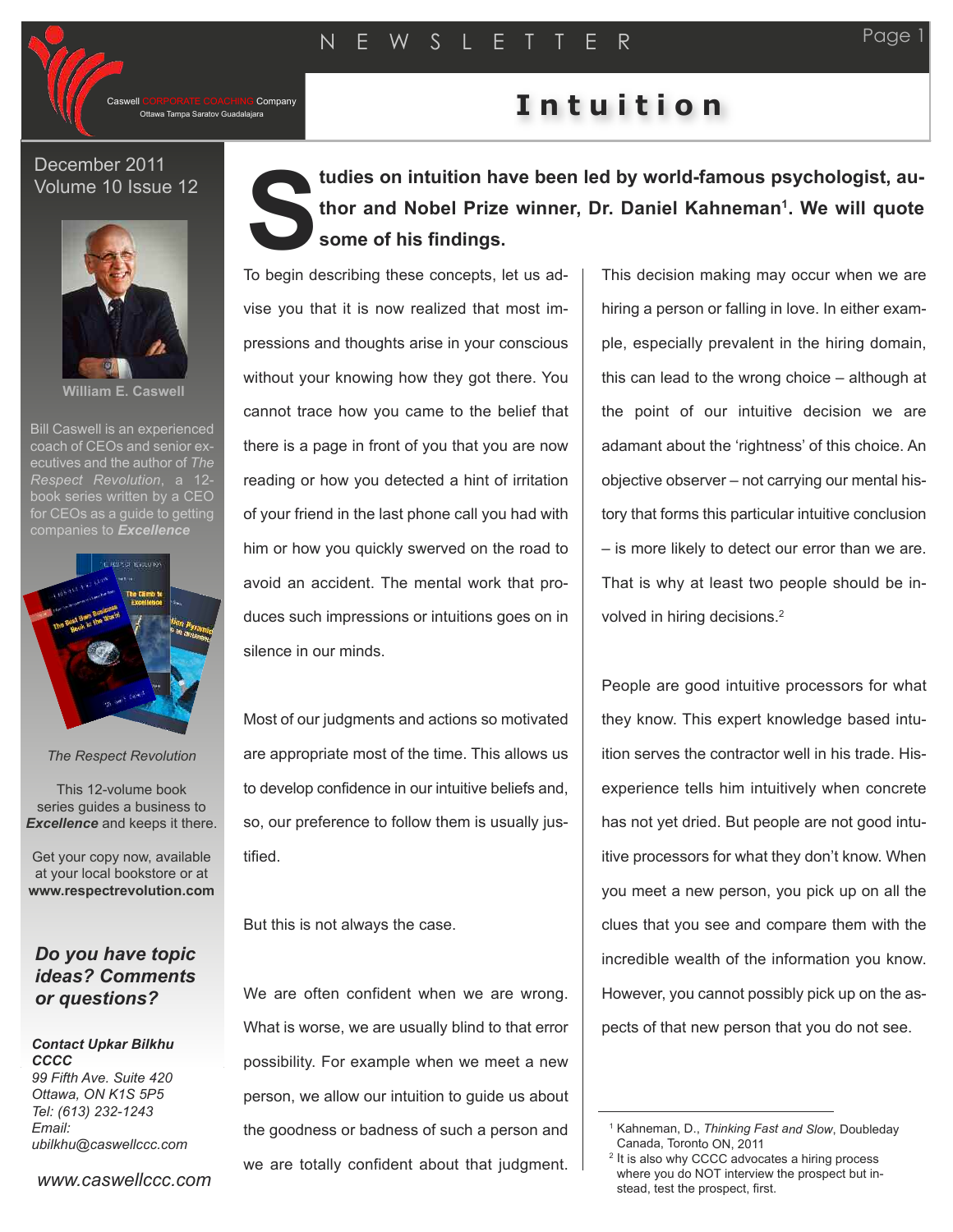# Intuition

Caswell CORPORATE COACHING Company
Ottawa Tampa Saratov Guadalajara

December 2011
Volume 10 Issue 12

**William E. Caswell**

Bill Caswell is an experienced coach of CEOs and senior executives and the author of *The Respect Revolution*, a 12-book series written by a CEO for CEOs as a guide to getting companies to ***Excellence***

*The Respect Revolution*

This 12-volume book series guides a business to ***Excellence*** and keeps it there.

Get your copy now, available at your local bookstore or at **www.respectrevolution.com**

***Do you have topic ideas? Comments or questions?***

***Contact Upkar Bilkhu***
***CCCC***
*99 Fifth Ave. Suite 420*
*Ottawa, ON K1S 5P5*
*Tel: (613) 232-1243*
*Email:*
*ubilkhu@caswellccc.com*

*www.caswellccc.com*

---

**Studies on intuition have been led by world-famous psychologist, author and Nobel Prize winner, Dr. Daniel Kahneman[1]. We will quote some of his findings.**

To begin describing these concepts, let us advise you that it is now realized that most impressions and thoughts arise in your conscious without your knowing how they got there. You cannot trace how you came to the belief that there is a page in front of you that you are now reading or how you detected a hint of irritation of your friend in the last phone call you had with him or how you quickly swerved on the road to avoid an accident. The mental work that produces such impressions or intuitions goes on in silence in our minds.

Most of our judgments and actions so motivated are appropriate most of the time. This allows us to develop confidence in our intuitive beliefs and, so, our preference to follow them is usually justified.

But this is not always the case.

We are often confident when we are wrong. What is worse, we are usually blind to that error possibility. For example when we meet a new person, we allow our intuition to guide us about the goodness or badness of such a person and we are totally confident about that judgment. This decision making may occur when we are hiring a person or falling in love. In either example, especially prevalent in the hiring domain, this can lead to the wrong choice – although at the point of our intuitive decision we are adamant about the 'rightness' of this choice. An objective observer – not carrying our mental history that forms this particular intuitive conclusion – is more likely to detect our error than we are. That is why at least two people should be involved in hiring decisions.[2]

People are good intuitive processors for what they know. This expert knowledge based intuition serves the contractor well in his trade. His experience tells him intuitively when concrete has not yet dried. But people are not good intuitive processors for what they don't know. When you meet a new person, you pick up on all the clues that you see and compare them with the incredible wealth of the information you know. However, you cannot possibly pick up on the aspects of that new person that you do not see.

---

[1] Kahneman, D., *Thinking Fast and Slow*, Doubleday Canada, Toronto ON, 2011

[2] It is also why CCCC advocates a hiring process where you do NOT interview the prospect but instead, test the prospect, first.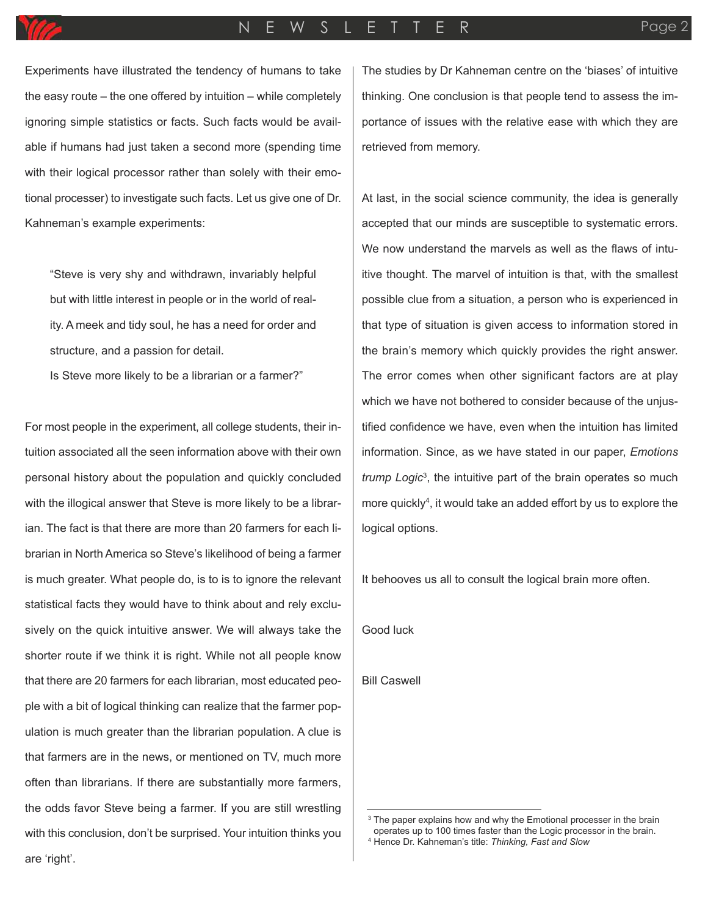Experiments have illustrated the tendency of humans to take the easy route – the one offered by intuition – while completely ignoring simple statistics or facts. Such facts would be available if humans had just taken a second more (spending time with their logical processor rather than solely with their emotional processer) to investigate such facts. Let us give one of Dr. Kahneman's example experiments:

> "Steve is very shy and withdrawn, invariably helpful but with little interest in people or in the world of reality. A meek and tidy soul, he has a need for order and structure, and a passion for detail.
> Is Steve more likely to be a librarian or a farmer?"

For most people in the experiment, all college students, their intuition associated all the seen information above with their own personal history about the population and quickly concluded with the illogical answer that Steve is more likely to be a librarian. The fact is that there are more than 20 farmers for each librarian in North America so Steve's likelihood of being a farmer is much greater. What people do, is to is to ignore the relevant statistical facts they would have to think about and rely exclusively on the quick intuitive answer. We will always take the shorter route if we think it is right. While not all people know that there are 20 farmers for each librarian, most educated people with a bit of logical thinking can realize that the farmer population is much greater than the librarian population. A clue is that farmers are in the news, or mentioned on TV, much more often than librarians. If there are substantially more farmers, the odds favor Steve being a farmer. If you are still wrestling with this conclusion, don't be surprised. Your intuition thinks you are 'right'.

The studies by Dr Kahneman centre on the 'biases' of intuitive thinking. One conclusion is that people tend to assess the importance of issues with the relative ease with which they are retrieved from memory.

At last, in the social science community, the idea is generally accepted that our minds are susceptible to systematic errors. We now understand the marvels as well as the flaws of intuitive thought. The marvel of intuition is that, with the smallest possible clue from a situation, a person who is experienced in that type of situation is given access to information stored in the brain's memory which quickly provides the right answer. The error comes when other significant factors are at play which we have not bothered to consider because of the unjustified confidence we have, even when the intuition has limited information. Since, as we have stated in our paper, *Emotions trump Logic*[3], the intuitive part of the brain operates so much more quickly[4], it would take an added effort by us to explore the logical options.

It behooves us all to consult the logical brain more often.

Good luck

Bill Caswell

---

[3] The paper explains how and why the Emotional processer in the brain operates up to 100 times faster than the Logic processor in the brain.

[4] Hence Dr. Kahneman's title: *Thinking, Fast and Slow*